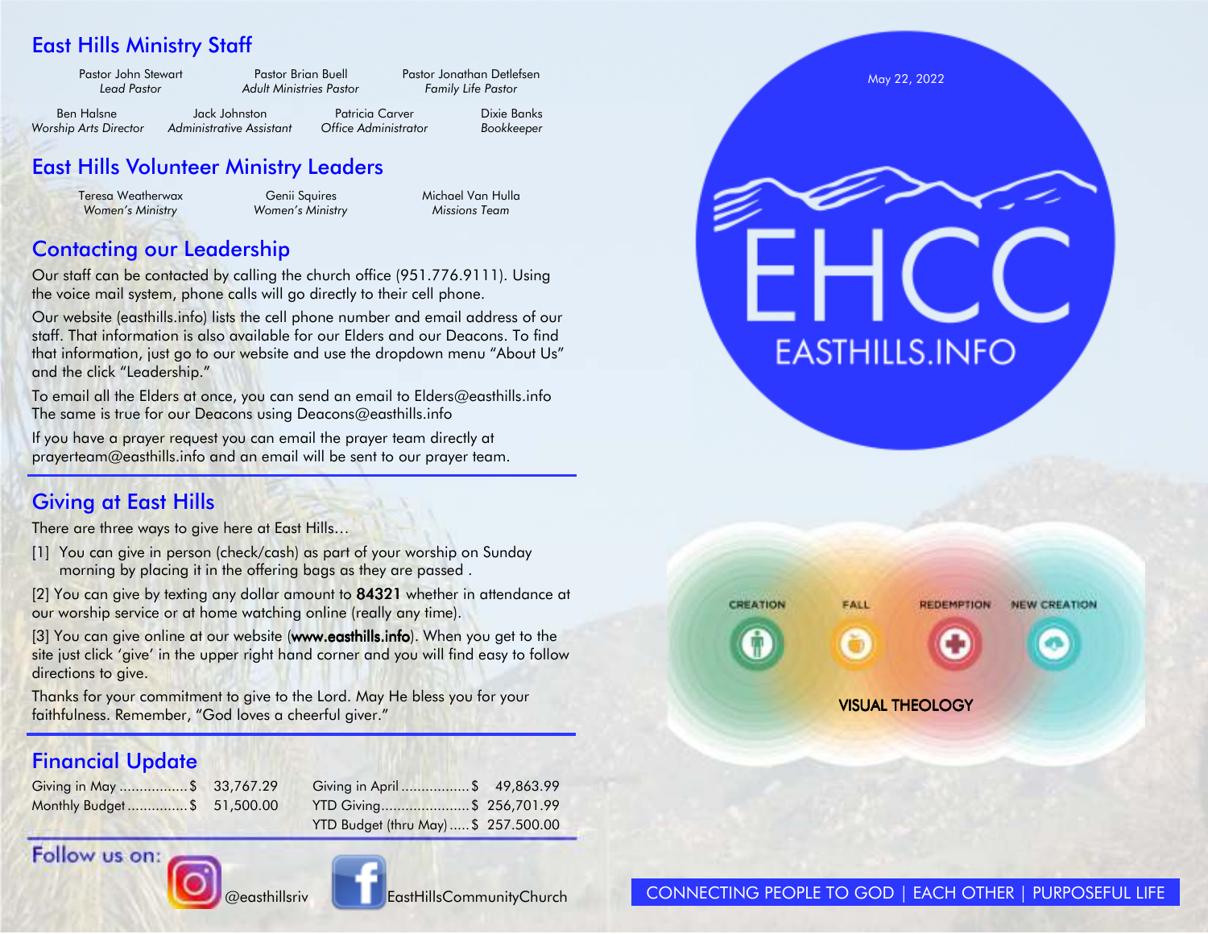## East Hills Ministry Staff

Pastor John Stewart
*Lead Pastor*

Pastor Brian Buell
*Adult Ministries Pastor*

Pastor Jonathan Detlefsen
*Family Life Pastor*

Ben Halsne
*Worship Arts Director*

Jack Johnston
*Administrative Assistant*

Patricia Carver
*Office Administrator*

Dixie Banks
*Bookkeeper*

## East Hills Volunteer Ministry Leaders

Teresa Weatherwax
*Women's Ministry*

Genii Squires
*Women's Ministry*

Michael Van Hulla
*Missions Team*

## Contacting our Leadership

Our staff can be contacted by calling the church office (951.776.9111). Using the voice mail system, phone calls will go directly to their cell phone.

Our website (easthills.info) lists the cell phone number and email address of our staff. That information is also available for our Elders and our Deacons. To find that information, just go to our website and use the dropdown menu "About Us" and the click "Leadership."

To email all the Elders at once, you can send an email to Elders@easthills.info The same is true for our Deacons using Deacons@easthills.info

If you have a prayer request you can email the prayer team directly at prayerteam@easthills.info and an email will be sent to our prayer team.

## Giving at East Hills

There are three ways to give here at East Hills…

[1] You can give in person (check/cash) as part of your worship on Sunday morning by placing it in the offering bags as they are passed .

[2] You can give by texting any dollar amount to **84321** whether in attendance at our worship service or at home watching online (really any time).

[3] You can give online at our website (**www.easthills.info**). When you get to the site just click 'give' in the upper right hand corner and you will find easy to follow directions to give.

Thanks for your commitment to give to the Lord. May He bless you for your faithfulness. Remember, "God loves a cheerful giver."

## Financial Update

| | | | |
|---|---|---|---|
| Giving in May | $ 33,767.29 | Giving in April | $ 49,863.99 |
| Monthly Budget | $ 51,500.00 | YTD Giving | $ 256,701.99 |
| | | YTD Budget (thru May) | $ 257.500.00 |

Follow us on:

@easthillsriv

EastHillsCommunityChurch

May 22, 2022

EHCC

EASTHILLS.INFO

CREATION FALL REDEMPTION NEW CREATION

VISUAL THEOLOGY

CONNECTING PEOPLE TO GOD | EACH OTHER | PURPOSEFUL LIFE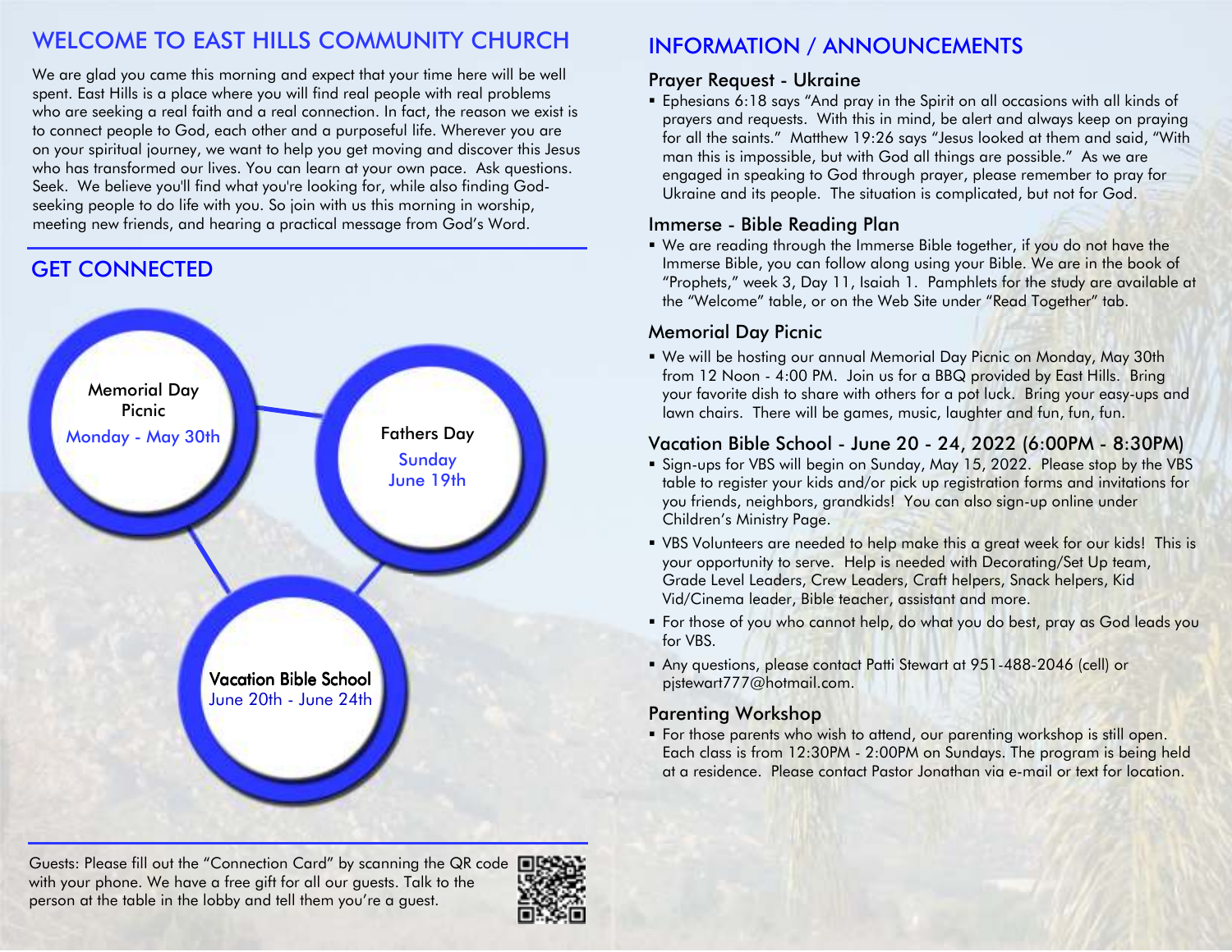# WELCOME TO EAST HILLS COMMUNITY CHURCH

We are glad you came this morning and expect that your time here will be well spent. East Hills is a place where you will find real people with real problems who are seeking a real faith and a real connection. In fact, the reason we exist is to connect people to God, each other and a purposeful life. Wherever you are on your spiritual journey, we want to help you get moving and discover this Jesus who has transformed our lives. You can learn at your own pace. Ask questions. Seek. We believe you'll find what you're looking for, while also finding God-seeking people to do life with you. So join with us this morning in worship, meeting new friends, and hearing a practical message from God's Word.

## GET CONNECTED

**Memorial Day Picnic**
Monday - May 30th

**Fathers Day**
Sunday
June 19th

**Vacation Bible School**
June 20th - June 24th

Guests: Please fill out the "Connection Card" by scanning the QR code with your phone. We have a free gift for all our guests. Talk to the person at the table in the lobby and tell them you're a guest.

# INFORMATION / ANNOUNCEMENTS

### Prayer Request - Ukraine

- Ephesians 6:18 says "And pray in the Spirit on all occasions with all kinds of prayers and requests. With this in mind, be alert and always keep on praying for all the saints." Matthew 19:26 says "Jesus looked at them and said, "With man this is impossible, but with God all things are possible." As we are engaged in speaking to God through prayer, please remember to pray for Ukraine and its people. The situation is complicated, but not for God.

### Immerse - Bible Reading Plan

- We are reading through the Immerse Bible together, if you do not have the Immerse Bible, you can follow along using your Bible. We are in the book of "Prophets," week 3, Day 11, Isaiah 1. Pamphlets for the study are available at the "Welcome" table, or on the Web Site under "Read Together" tab.

### Memorial Day Picnic

- We will be hosting our annual Memorial Day Picnic on Monday, May 30th from 12 Noon - 4:00 PM. Join us for a BBQ provided by East Hills. Bring your favorite dish to share with others for a pot luck. Bring your easy-ups and lawn chairs. There will be games, music, laughter and fun, fun, fun.

### Vacation Bible School - June 20 - 24, 2022 (6:00PM - 8:30PM)

- Sign-ups for VBS will begin on Sunday, May 15, 2022. Please stop by the VBS table to register your kids and/or pick up registration forms and invitations for you friends, neighbors, grandkids! You can also sign-up online under Children's Ministry Page.
- VBS Volunteers are needed to help make this a great week for our kids! This is your opportunity to serve. Help is needed with Decorating/Set Up team, Grade Level Leaders, Crew Leaders, Craft helpers, Snack helpers, Kid Vid/Cinema leader, Bible teacher, assistant and more.
- For those of you who cannot help, do what you do best, pray as God leads you for VBS.
- Any questions, please contact Patti Stewart at 951-488-2046 (cell) or pjstewart777@hotmail.com.

### Parenting Workshop

- For those parents who wish to attend, our parenting workshop is still open. Each class is from 12:30PM - 2:00PM on Sundays. The program is being held at a residence. Please contact Pastor Jonathan via e-mail or text for location.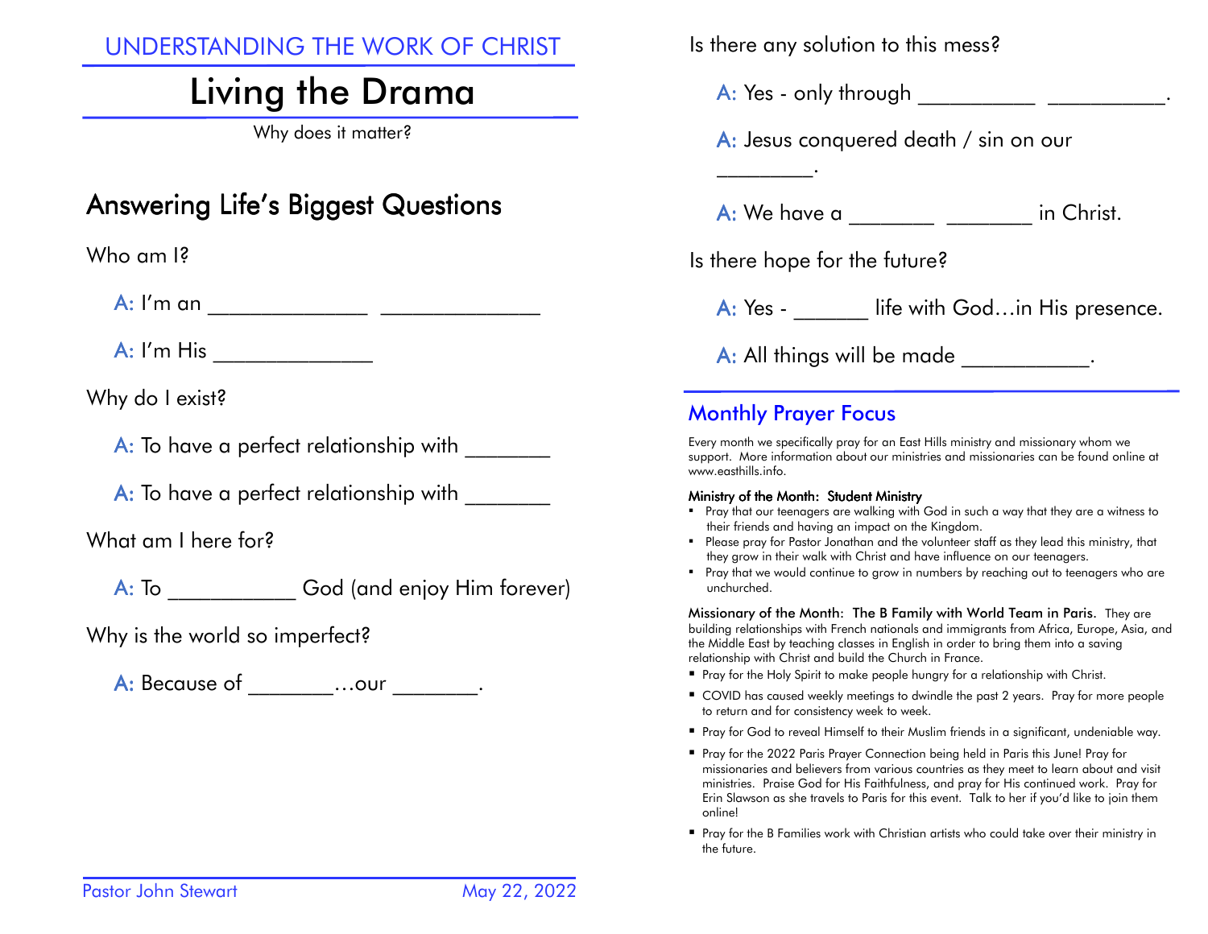UNDERSTANDING THE WORK OF CHRIST

# Living the Drama

Why does it matter?

## Answering Life's Biggest Questions

Who am I?

A: I'm an _____________ _____________

A: I'm His _____________

Why do I exist?

A: To have a perfect relationship with _______

A: To have a perfect relationship with _______

What am I here for?

A: To __________ God (and enjoy Him forever)

Why is the world so imperfect?

A: Because of _______…our _______.

Pastor John Stewart — May 22, 2022

Is there any solution to this mess?

A: Yes - only through __________ __________.

A: Jesus conquered death / sin on our ________.

A: We have a _______ _______ in Christ.

Is there hope for the future?

A: Yes - ______ life with God…in His presence.

A: All things will be made __________.

## Monthly Prayer Focus

Every month we specifically pray for an East Hills ministry and missionary whom we support. More information about our ministries and missionaries can be found online at www.easthills.info.

**Ministry of the Month: Student Ministry**

- Pray that our teenagers are walking with God in such a way that they are a witness to their friends and having an impact on the Kingdom.
- Please pray for Pastor Jonathan and the volunteer staff as they lead this ministry, that they grow in their walk with Christ and have influence on our teenagers.
- Pray that we would continue to grow in numbers by reaching out to teenagers who are unchurched.

**Missionary of the Month: The B Family with World Team in Paris.** They are building relationships with French nationals and immigrants from Africa, Europe, Asia, and the Middle East by teaching classes in English in order to bring them into a saving relationship with Christ and build the Church in France.

- Pray for the Holy Spirit to make people hungry for a relationship with Christ.
- COVID has caused weekly meetings to dwindle the past 2 years. Pray for more people to return and for consistency week to week.
- Pray for God to reveal Himself to their Muslim friends in a significant, undeniable way.
- Pray for the 2022 Paris Prayer Connection being held in Paris this June! Pray for missionaries and believers from various countries as they meet to learn about and visit ministries. Praise God for His Faithfulness, and pray for His continued work. Pray for Erin Slawson as she travels to Paris for this event. Talk to her if you'd like to join them online!
- Pray for the B Families work with Christian artists who could take over their ministry in the future.